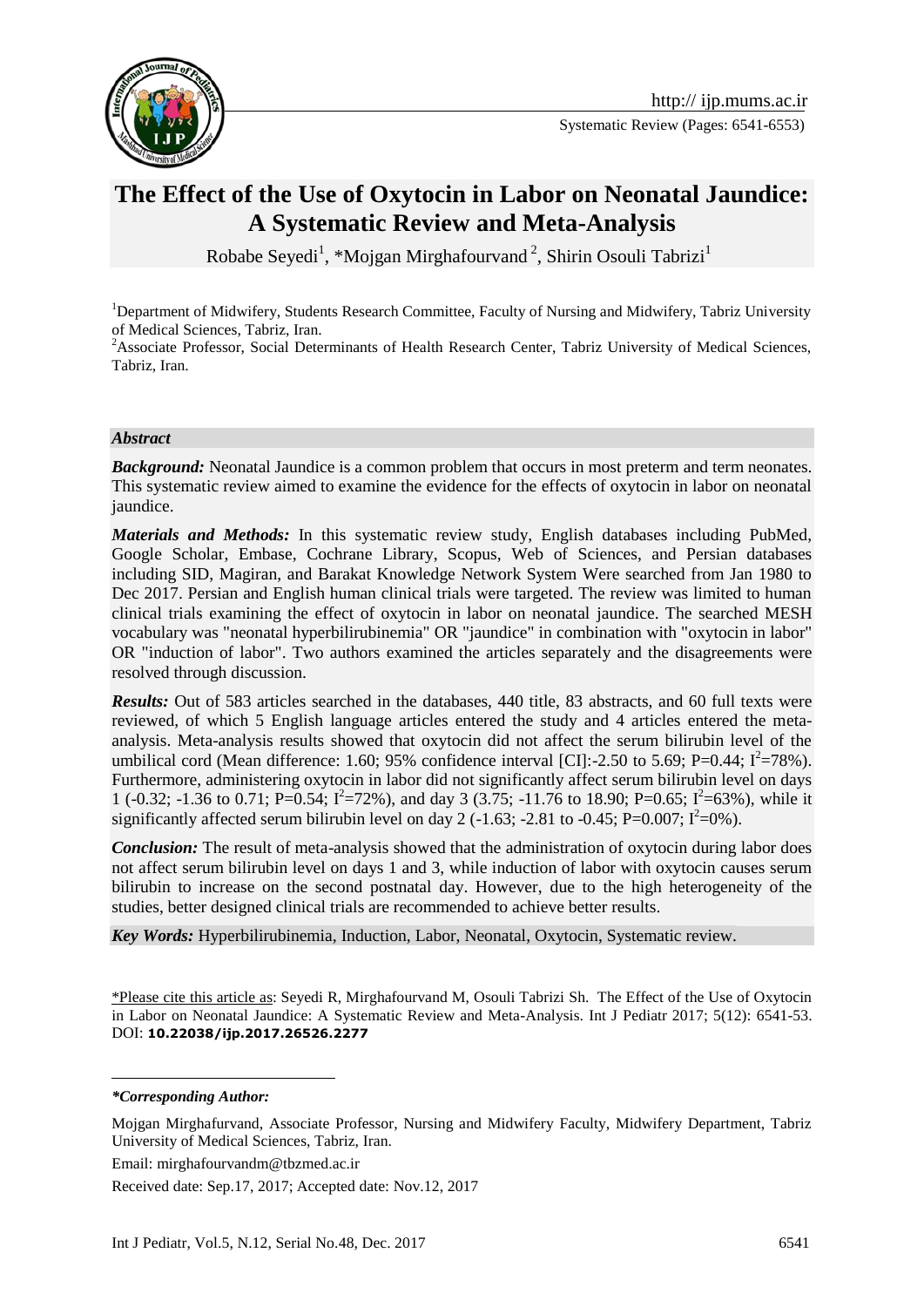http:// ijp.mums.ac.ir

Systematic Review (Pages: 6541-6553)

# The Effect of the Use of Oxytocin in Labor on Neonatal Jaundice: A Systematic Review and Meta-Analysis

Robabe Seyedi[1], *Mojgan Mirghafourvand[2], Shirin Osouli Tabrizi[1]

[1]Department of Midwifery, Students Research Committee, Faculty of Nursing and Midwifery, Tabriz University of Medical Sciences, Tabriz, Iran.

[2]Associate Professor, Social Determinants of Health Research Center, Tabriz University of Medical Sciences, Tabriz, Iran.

***Abstract***

***Background:*** Neonatal Jaundice is a common problem that occurs in most preterm and term neonates. This systematic review aimed to examine the evidence for the effects of oxytocin in labor on neonatal jaundice.

***Materials and Methods:*** In this systematic review study, English databases including PubMed, Google Scholar, Embase, Cochrane Library, Scopus, Web of Sciences, and Persian databases including SID, Magiran, and Barakat Knowledge Network System Were searched from Jan 1980 to Dec 2017. Persian and English human clinical trials were targeted. The review was limited to human clinical trials examining the effect of oxytocin in labor on neonatal jaundice. The searched MESH vocabulary was "neonatal hyperbilirubinemia" OR "jaundice" in combination with "oxytocin in labor" OR "induction of labor". Two authors examined the articles separately and the disagreements were resolved through discussion.

***Results:*** Out of 583 articles searched in the databases, 440 title, 83 abstracts, and 60 full texts were reviewed, of which 5 English language articles entered the study and 4 articles entered the meta-analysis. Meta-analysis results showed that oxytocin did not affect the serum bilirubin level of the umbilical cord (Mean difference: 1.60; 95% confidence interval [CI]:-2.50 to 5.69; P=0.44; $I^2$=78%). Furthermore, administering oxytocin in labor did not significantly affect serum bilirubin level on days 1 (-0.32; -1.36 to 0.71; P=0.54; $I^2$=72%), and day 3 (3.75; -11.76 to 18.90; P=0.65; $I^2$=63%), while it significantly affected serum bilirubin level on day 2 (-1.63; -2.81 to -0.45; P=0.007; $I^2$=0%).

***Conclusion:*** The result of meta-analysis showed that the administration of oxytocin during labor does not affect serum bilirubin level on days 1 and 3, while induction of labor with oxytocin causes serum bilirubin to increase on the second postnatal day. However, due to the high heterogeneity of the studies, better designed clinical trials are recommended to achieve better results.

***Key Words:*** Hyperbilirubinemia, Induction, Labor, Neonatal, Oxytocin, Systematic review.

*Please cite this article as: Seyedi R, Mirghafourvand M, Osouli Tabrizi Sh. The Effect of the Use of Oxytocin in Labor on Neonatal Jaundice: A Systematic Review and Meta-Analysis. Int J Pediatr 2017; 5(12): 6541-53. DOI: **10.22038/ijp.2017.26526.2277**

***\*Corresponding Author:***

Mojgan Mirghafurvand, Associate Professor, Nursing and Midwifery Faculty, Midwifery Department, Tabriz University of Medical Sciences, Tabriz, Iran.

Email: mirghafourvandm@tbzmed.ac.ir

Received date: Sep.17, 2017; Accepted date: Nov.12, 2017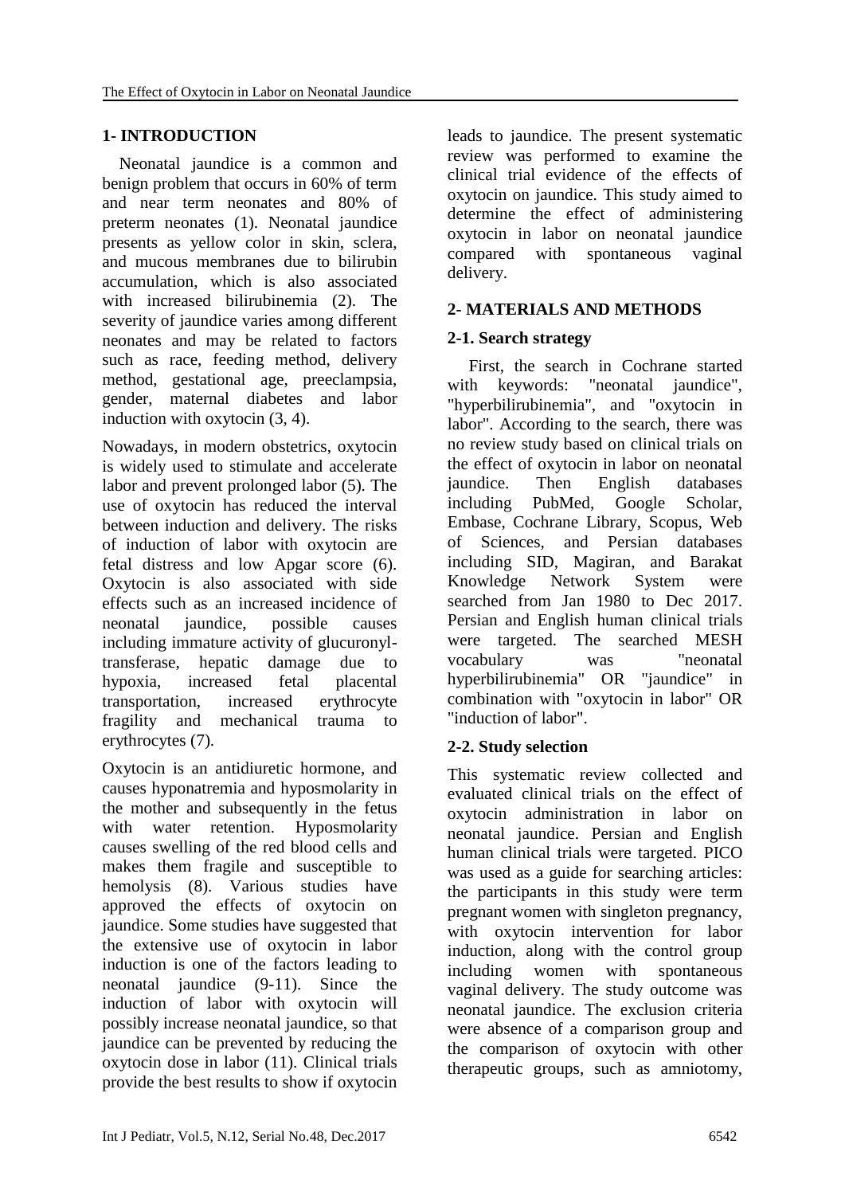## 1- INTRODUCTION

Neonatal jaundice is a common and benign problem that occurs in 60% of term and near term neonates and 80% of preterm neonates (1). Neonatal jaundice presents as yellow color in skin, sclera, and mucous membranes due to bilirubin accumulation, which is also associated with increased bilirubinemia (2). The severity of jaundice varies among different neonates and may be related to factors such as race, feeding method, delivery method, gestational age, preeclampsia, gender, maternal diabetes and labor induction with oxytocin (3, 4).

Nowadays, in modern obstetrics, oxytocin is widely used to stimulate and accelerate labor and prevent prolonged labor (5). The use of oxytocin has reduced the interval between induction and delivery. The risks of induction of labor with oxytocin are fetal distress and low Apgar score (6). Oxytocin is also associated with side effects such as an increased incidence of neonatal jaundice, possible causes including immature activity of glucuronyl-transferase, hepatic damage due to hypoxia, increased fetal placental transportation, increased erythrocyte fragility and mechanical trauma to erythrocytes (7).

Oxytocin is an antidiuretic hormone, and causes hyponatremia and hyposmolarity in the mother and subsequently in the fetus with water retention. Hyposmolarity causes swelling of the red blood cells and makes them fragile and susceptible to hemolysis (8). Various studies have approved the effects of oxytocin on jaundice. Some studies have suggested that the extensive use of oxytocin in labor induction is one of the factors leading to neonatal jaundice (9-11). Since the induction of labor with oxytocin will possibly increase neonatal jaundice, so that jaundice can be prevented by reducing the oxytocin dose in labor (11). Clinical trials provide the best results to show if oxytocin leads to jaundice. The present systematic review was performed to examine the clinical trial evidence of the effects of oxytocin on jaundice. This study aimed to determine the effect of administering oxytocin in labor on neonatal jaundice compared with spontaneous vaginal delivery.

## 2- MATERIALS AND METHODS

### 2-1. Search strategy

First, the search in Cochrane started with keywords: "neonatal jaundice", "hyperbilirubinemia", and "oxytocin in labor". According to the search, there was no review study based on clinical trials on the effect of oxytocin in labor on neonatal jaundice. Then English databases including PubMed, Google Scholar, Embase, Cochrane Library, Scopus, Web of Sciences, and Persian databases including SID, Magiran, and Barakat Knowledge Network System were searched from Jan 1980 to Dec 2017. Persian and English human clinical trials were targeted. The searched MESH vocabulary was "neonatal hyperbilirubinemia" OR "jaundice" in combination with "oxytocin in labor" OR "induction of labor".

### 2-2. Study selection

This systematic review collected and evaluated clinical trials on the effect of oxytocin administration in labor on neonatal jaundice. Persian and English human clinical trials were targeted. PICO was used as a guide for searching articles: the participants in this study were term pregnant women with singleton pregnancy, with oxytocin intervention for labor induction, along with the control group including women with spontaneous vaginal delivery. The study outcome was neonatal jaundice. The exclusion criteria were absence of a comparison group and the comparison of oxytocin with other therapeutic groups, such as amniotomy,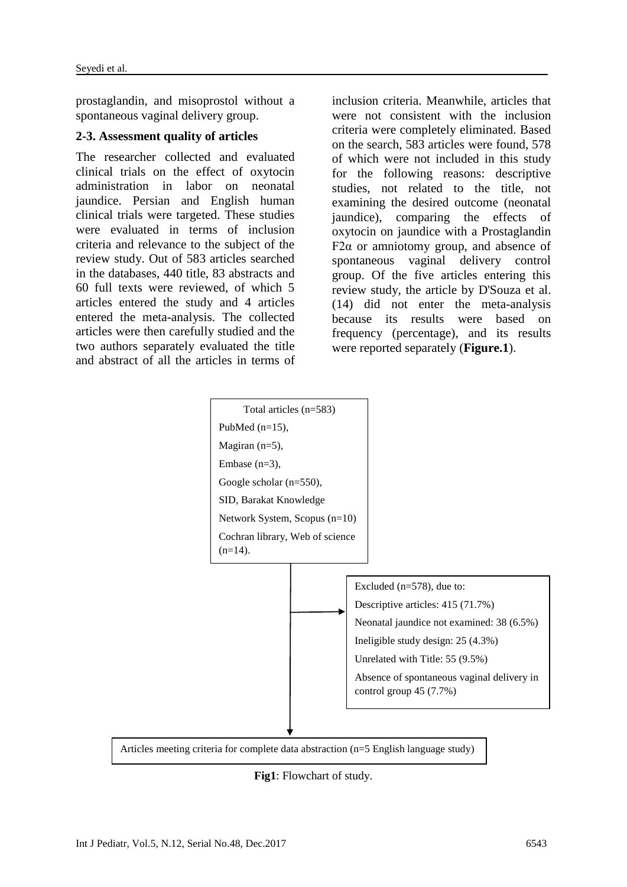prostaglandin, and misoprostol without a spontaneous vaginal delivery group.

### 2-3. Assessment quality of articles

The researcher collected and evaluated clinical trials on the effect of oxytocin administration in labor on neonatal jaundice. Persian and English human clinical trials were targeted. These studies were evaluated in terms of inclusion criteria and relevance to the subject of the review study. Out of 583 articles searched in the databases, 440 title, 83 abstracts and 60 full texts were reviewed, of which 5 articles entered the study and 4 articles entered the meta-analysis. The collected articles were then carefully studied and the two authors separately evaluated the title and abstract of all the articles in terms of inclusion criteria. Meanwhile, articles that were not consistent with the inclusion criteria were completely eliminated. Based on the search, 583 articles were found, 578 of which were not included in this study for the following reasons: descriptive studies, not related to the title, not examining the desired outcome (neonatal jaundice), comparing the effects of oxytocin on jaundice with a Prostaglandin F2α or amniotomy group, and absence of spontaneous vaginal delivery control group. Of the five articles entering this review study, the article by D'Souza et al. (14) did not enter the meta-analysis because its results were based on frequency (percentage), and its results were reported separately (**Figure.1**).

Total articles (n=583)
PubMed (n=15),
Magiran (n=5),
Embase (n=3),
Google scholar (n=550),
SID, Barakat Knowledge Network System, Scopus (n=10)
Cochran library, Web of science (n=14).

Excluded (n=578), due to:
Descriptive articles: 415 (71.7%)
Neonatal jaundice not examined: 38 (6.5%)
Ineligible study design: 25 (4.3%)
Unrelated with Title: 55 (9.5%)
Absence of spontaneous vaginal delivery in control group 45 (7.7%)

Articles meeting criteria for complete data abstraction (n=5 English language study)

**Fig1**: Flowchart of study.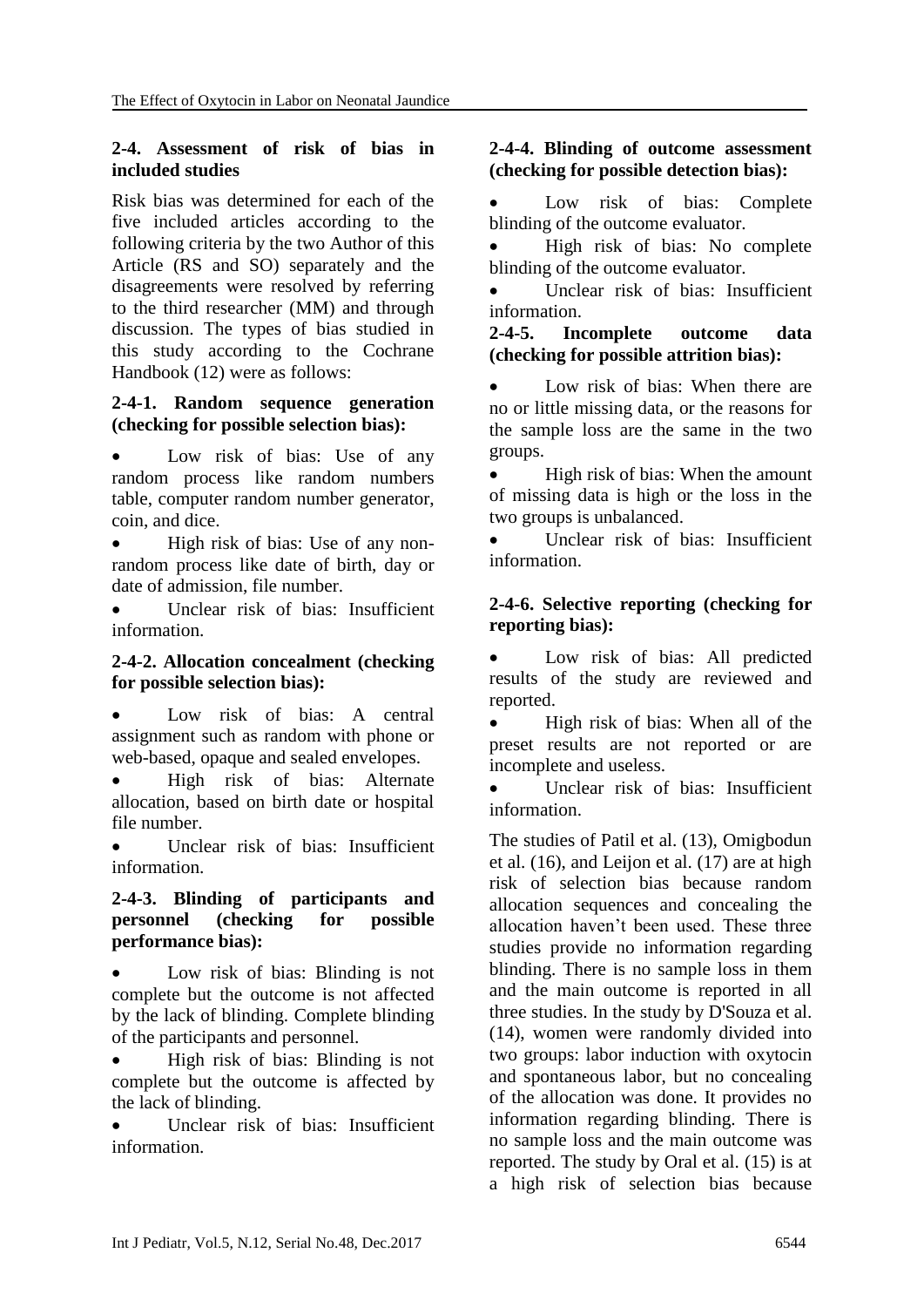### 2-4. Assessment of risk of bias in included studies

Risk bias was determined for each of the five included articles according to the following criteria by the two Author of this Article (RS and SO) separately and the disagreements were resolved by referring to the third researcher (MM) and through discussion. The types of bias studied in this study according to the Cochrane Handbook (12) were as follows:

#### 2-4-1. Random sequence generation (checking for possible selection bias):

- Low risk of bias: Use of any random process like random numbers table, computer random number generator, coin, and dice.
- High risk of bias: Use of any non-random process like date of birth, day or date of admission, file number.
- Unclear risk of bias: Insufficient information.

#### 2-4-2. Allocation concealment (checking for possible selection bias):

- Low risk of bias: A central assignment such as random with phone or web-based, opaque and sealed envelopes.
- High risk of bias: Alternate allocation, based on birth date or hospital file number.
- Unclear risk of bias: Insufficient information.

#### 2-4-3. Blinding of participants and personnel (checking for possible performance bias):

- Low risk of bias: Blinding is not complete but the outcome is not affected by the lack of blinding. Complete blinding of the participants and personnel.
- High risk of bias: Blinding is not complete but the outcome is affected by the lack of blinding.
- Unclear risk of bias: Insufficient information.

#### 2-4-4. Blinding of outcome assessment (checking for possible detection bias):

- Low risk of bias: Complete blinding of the outcome evaluator.
- High risk of bias: No complete blinding of the outcome evaluator.
- Unclear risk of bias: Insufficient information.

#### 2-4-5. Incomplete outcome data (checking for possible attrition bias):

- Low risk of bias: When there are no or little missing data, or the reasons for the sample loss are the same in the two groups.
- High risk of bias: When the amount of missing data is high or the loss in the two groups is unbalanced.
- Unclear risk of bias: Insufficient information.

#### 2-4-6. Selective reporting (checking for reporting bias):

- Low risk of bias: All predicted results of the study are reviewed and reported.
- High risk of bias: When all of the preset results are not reported or are incomplete and useless.
- Unclear risk of bias: Insufficient information.

The studies of Patil et al. (13), Omigbodun et al. (16), and Leijon et al. (17) are at high risk of selection bias because random allocation sequences and concealing the allocation haven't been used. These three studies provide no information regarding blinding. There is no sample loss in them and the main outcome is reported in all three studies. In the study by D'Souza et al. (14), women were randomly divided into two groups: labor induction with oxytocin and spontaneous labor, but no concealing of the allocation was done. It provides no information regarding blinding. There is no sample loss and the main outcome was reported. The study by Oral et al. (15) is at a high risk of selection bias because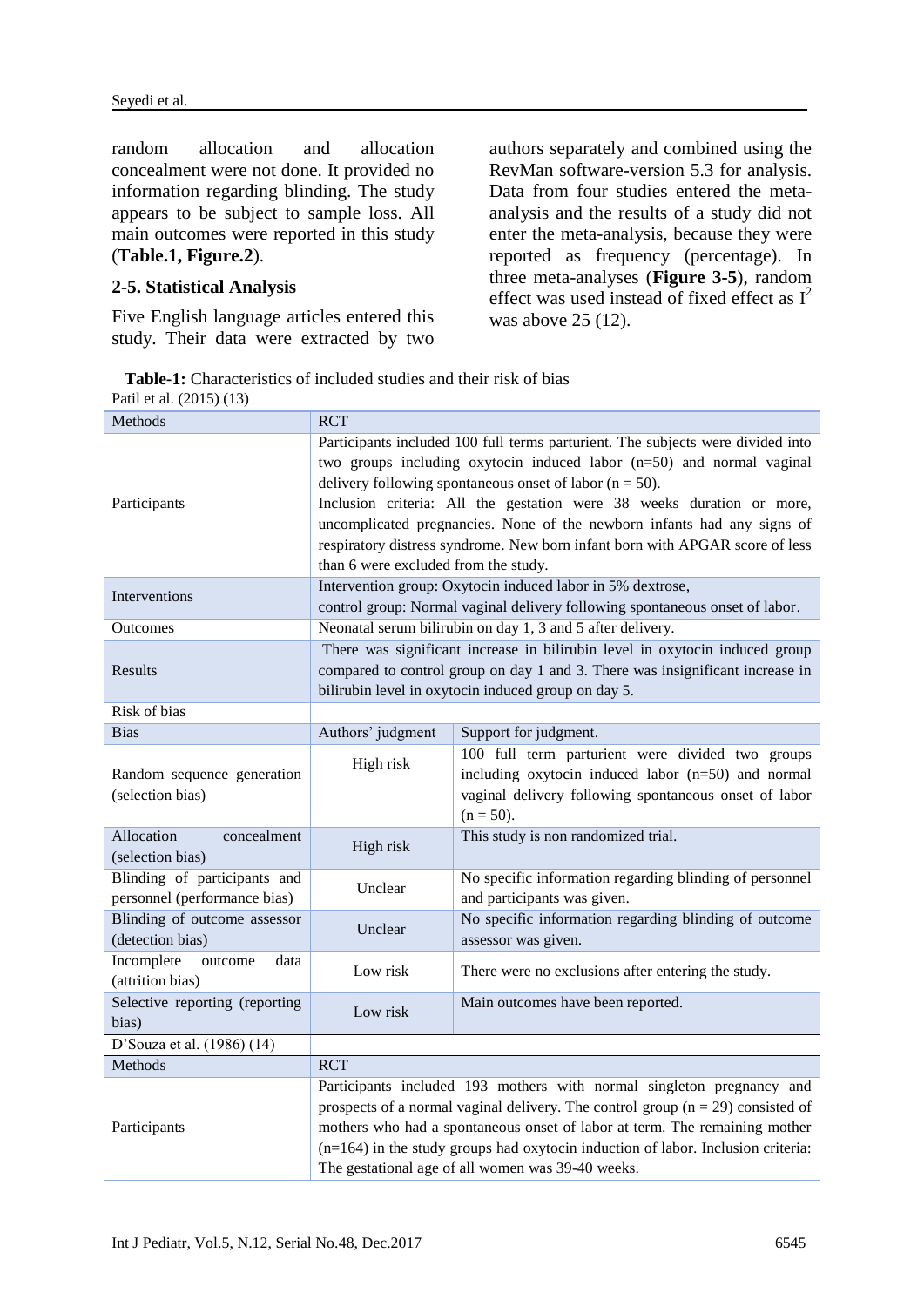random allocation and allocation concealment were not done. It provided no information regarding blinding. The study appears to be subject to sample loss. All main outcomes were reported in this study (**Table.1, Figure.2**).

## 2-5. Statistical Analysis

Five English language articles entered this study. Their data were extracted by two authors separately and combined using the RevMan software-version 5.3 for analysis. Data from four studies entered the meta-analysis and the results of a study did not enter the meta-analysis, because they were reported as frequency (percentage). In three meta-analyses (**Figure 3-5**), random effect was used instead of fixed effect as $I^2$ was above 25 (12).

**Table-1:** Characteristics of included studies and their risk of bias

| Patil et al. (2015) (13) | | |
|---|---|---|
| Methods | RCT | |
| Participants | Participants included 100 full terms parturient. The subjects were divided into two groups including oxytocin induced labor (n=50) and normal vaginal delivery following spontaneous onset of labor (n = 50). Inclusion criteria: All the gestation were 38 weeks duration or more, uncomplicated pregnancies. None of the newborn infants had any signs of respiratory distress syndrome. New born infant born with APGAR score of less than 6 were excluded from the study. | |
| Interventions | Intervention group: Oxytocin induced labor in 5% dextrose, control group: Normal vaginal delivery following spontaneous onset of labor. | |
| Outcomes | Neonatal serum bilirubin on day 1, 3 and 5 after delivery. | |
| Results | There was significant increase in bilirubin level in oxytocin induced group compared to control group on day 1 and 3. There was insignificant increase in bilirubin level in oxytocin induced group on day 5. | |
| Risk of bias | | |
| Bias | Authors' judgment | Support for judgment. |
| Random sequence generation (selection bias) | High risk | 100 full term parturient were divided two groups including oxytocin induced labor (n=50) and normal vaginal delivery following spontaneous onset of labor (n = 50). |
| Allocation concealment (selection bias) | High risk | This study is non randomized trial. |
| Blinding of participants and personnel (performance bias) | Unclear | No specific information regarding blinding of personnel and participants was given. |
| Blinding of outcome assessor (detection bias) | Unclear | No specific information regarding blinding of outcome assessor was given. |
| Incomplete outcome data (attrition bias) | Low risk | There were no exclusions after entering the study. |
| Selective reporting (reporting bias) | Low risk | Main outcomes have been reported. |
| D'Souza et al. (1986) (14) | | |
| Methods | RCT | |
| Participants | Participants included 193 mothers with normal singleton pregnancy and prospects of a normal vaginal delivery. The control group (n = 29) consisted of mothers who had a spontaneous onset of labor at term. The remaining mother (n=164) in the study groups had oxytocin induction of labor. Inclusion criteria: The gestational age of all women was 39-40 weeks. | |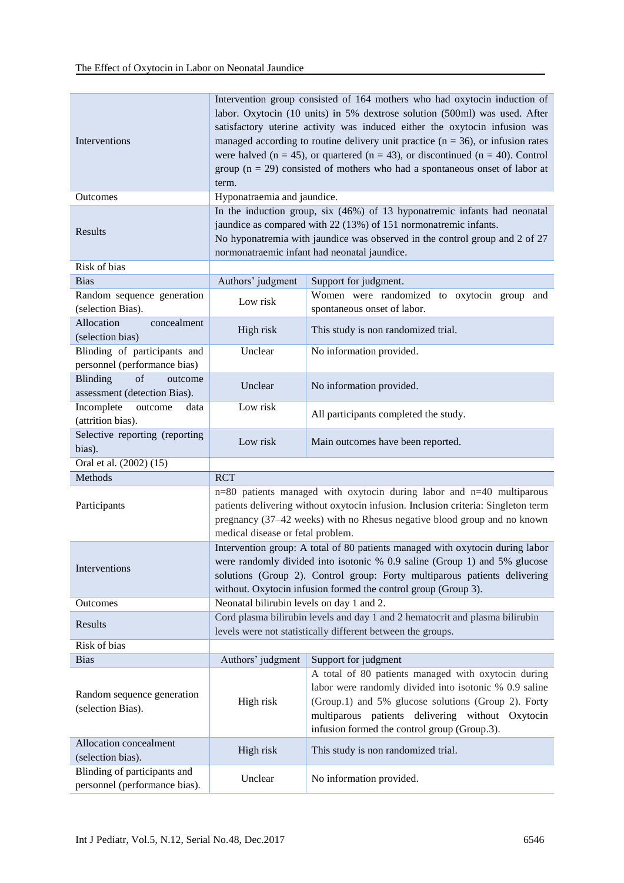| | | |
|---|---|---|
| Interventions | Intervention group consisted of 164 mothers who had oxytocin induction of labor. Oxytocin (10 units) in 5% dextrose solution (500ml) was used. After satisfactory uterine activity was induced either the oxytocin infusion was managed according to routine delivery unit practice (n = 36), or infusion rates were halved (n = 45), or quartered (n = 43), or discontinued (n = 40). Control group (n = 29) consisted of mothers who had a spontaneous onset of labor at term. | |
| Outcomes | Hyponatraemia and jaundice. | |
| Results | In the induction group, six (46%) of 13 hyponatremic infants had neonatal jaundice as compared with 22 (13%) of 151 normonatremic infants.<br>No hyponatremia with jaundice was observed in the control group and 2 of 27 normonatraemic infant had neonatal jaundice. | |
| Risk of bias | | |
| Bias | Authors' judgment | Support for judgment. |
| Random sequence generation (selection Bias). | Low risk | Women were randomized to oxytocin group and spontaneous onset of labor. |
| Allocation concealment (selection bias) | High risk | This study is non randomized trial. |
| Blinding of participants and personnel (performance bias) | Unclear | No information provided. |
| Blinding of outcome assessment (detection Bias). | Unclear | No information provided. |
| Incomplete outcome data (attrition bias). | Low risk | All participants completed the study. |
| Selective reporting (reporting bias). | Low risk | Main outcomes have been reported. |
| Oral et al. (2002) (15) | | |
| Methods | RCT | |
| Participants | n=80 patients managed with oxytocin during labor and n=40 multiparous patients delivering without oxytocin infusion. Inclusion criteria: Singleton term pregnancy (37–42 weeks) with no Rhesus negative blood group and no known medical disease or fetal problem. | |
| Interventions | Intervention group: A total of 80 patients managed with oxytocin during labor were randomly divided into isotonic % 0.9 saline (Group 1) and 5% glucose solutions (Group 2). Control group: Forty multiparous patients delivering without. Oxytocin infusion formed the control group (Group 3). | |
| Outcomes | Neonatal bilirubin levels on day 1 and 2. | |
| Results | Cord plasma bilirubin levels and day 1 and 2 hematocrit and plasma bilirubin levels were not statistically different between the groups. | |
| Risk of bias | | |
| Bias | Authors' judgment | Support for judgment |
| Random sequence generation (selection Bias). | High risk | A total of 80 patients managed with oxytocin during labor were randomly divided into isotonic % 0.9 saline (Group.1) and 5% glucose solutions (Group 2). Forty multiparous patients delivering without Oxytocin infusion formed the control group (Group.3). |
| Allocation concealment (selection bias). | High risk | This study is non randomized trial. |
| Blinding of participants and personnel (performance bias). | Unclear | No information provided. |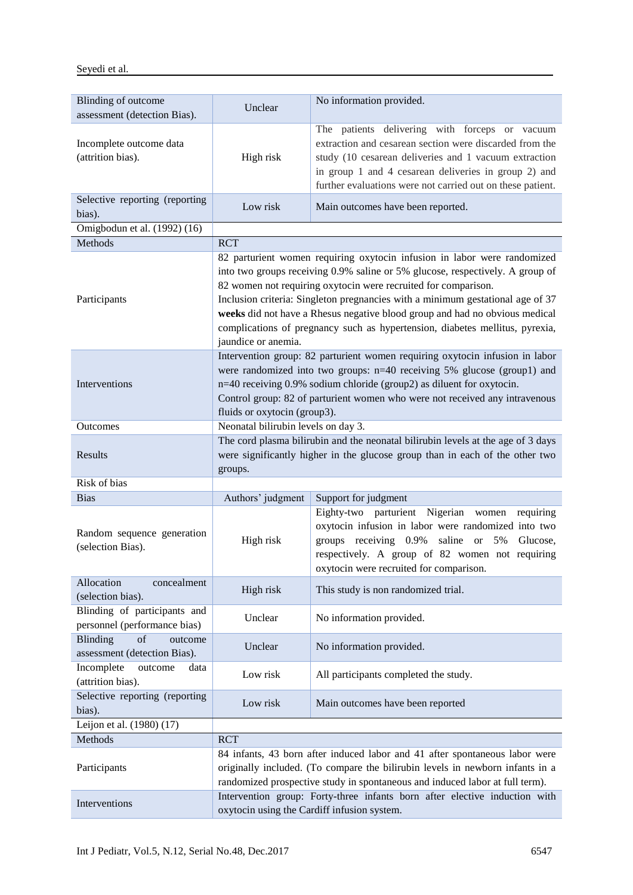| | | |
|---|---|---|
| Blinding of outcome assessment (detection Bias). | Unclear | No information provided. |
| Incomplete outcome data (attrition bias). | High risk | The patients delivering with forceps or vacuum extraction and cesarean section were discarded from the study (10 cesarean deliveries and 1 vacuum extraction in group 1 and 4 cesarean deliveries in group 2) and further evaluations were not carried out on these patient. |
| Selective reporting (reporting bias). | Low risk | Main outcomes have been reported. |
| Omigbodun et al. (1992) (16) | | |
| Methods | RCT | |
| Participants | 82 parturient women requiring oxytocin infusion in labor were randomized into two groups receiving 0.9% saline or 5% glucose, respectively. A group of 82 women not requiring oxytocin were recruited for comparison. Inclusion criteria: Singleton pregnancies with a minimum gestational age of 37 **weeks** did not have a Rhesus negative blood group and had no obvious medical complications of pregnancy such as hypertension, diabetes mellitus, pyrexia, jaundice or anemia. | |
| Interventions | Intervention group: 82 parturient women requiring oxytocin infusion in labor were randomized into two groups: n=40 receiving 5% glucose (group1) and n=40 receiving 0.9% sodium chloride (group2) as diluent for oxytocin. Control group: 82 of parturient women who were not received any intravenous fluids or oxytocin (group3). | |
| Outcomes | Neonatal bilirubin levels on day 3. | |
| Results | The cord plasma bilirubin and the neonatal bilirubin levels at the age of 3 days were significantly higher in the glucose group than in each of the other two groups. | |
| Risk of bias | | |
| Bias | Authors' judgment | Support for judgment |
| Random sequence generation (selection Bias). | High risk | Eighty-two parturient Nigerian women requiring oxytocin infusion in labor were randomized into two groups receiving 0.9% saline or 5% Glucose, respectively. A group of 82 women not requiring oxytocin were recruited for comparison. |
| Allocation concealment (selection bias). | High risk | This study is non randomized trial. |
| Blinding of participants and personnel (performance bias) | Unclear | No information provided. |
| Blinding of outcome assessment (detection Bias). | Unclear | No information provided. |
| Incomplete outcome data (attrition bias). | Low risk | All participants completed the study. |
| Selective reporting (reporting bias). | Low risk | Main outcomes have been reported |
| Leijon et al. (1980) (17) | | |
| Methods | RCT | |
| Participants | 84 infants, 43 born after induced labor and 41 after spontaneous labor were originally included. (To compare the bilirubin levels in newborn infants in a randomized prospective study in spontaneous and induced labor at full term). | |
| Interventions | Intervention group: Forty-three infants born after elective induction with oxytocin using the Cardiff infusion system. | |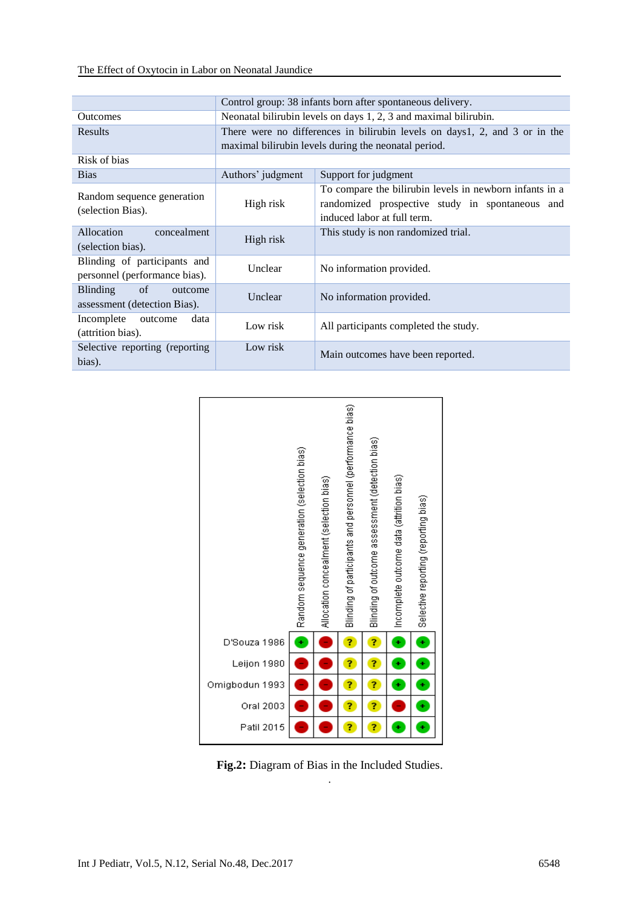| | | |
|---|---|---|
| | Control group: 38 infants born after spontaneous delivery. | |
| Outcomes | Neonatal bilirubin levels on days 1, 2, 3 and maximal bilirubin. | |
| Results | There were no differences in bilirubin levels on days1, 2, and 3 or in the maximal bilirubin levels during the neonatal period. | |
| Risk of bias | | |
| Bias | Authors' judgment | Support for judgment |
| Random sequence generation (selection Bias). | High risk | To compare the bilirubin levels in newborn infants in a randomized prospective study in spontaneous and induced labor at full term. |
| Allocation concealment (selection bias). | High risk | This study is non randomized trial. |
| Blinding of participants and personnel (performance bias). | Unclear | No information provided. |
| Blinding of outcome assessment (detection Bias). | Unclear | No information provided. |
| Incomplete outcome data (attrition bias). | Low risk | All participants completed the study. |
| Selective reporting (reporting bias). | Low risk | Main outcomes have been reported. |

| | Random sequence generation (selection bias) | Allocation concealment (selection bias) | Blinding of participants and personnel (performance bias) | Blinding of outcome assessment (detection bias) | Incomplete outcome data (attrition bias) | Selective reporting (reporting bias) |
|---|---|---|---|---|---|---|
| D'Souza 1986 | + | - | ? | ? | + | + |
| Leijon 1980 | - | - | ? | ? | + | + |
| Omigbodun 1993 | - | - | ? | ? | + | + |
| Oral 2003 | - | - | ? | ? | - | + |
| Patil 2015 | - | - | ? | ? | + | + |

**Fig.2:** Diagram of Bias in the Included Studies.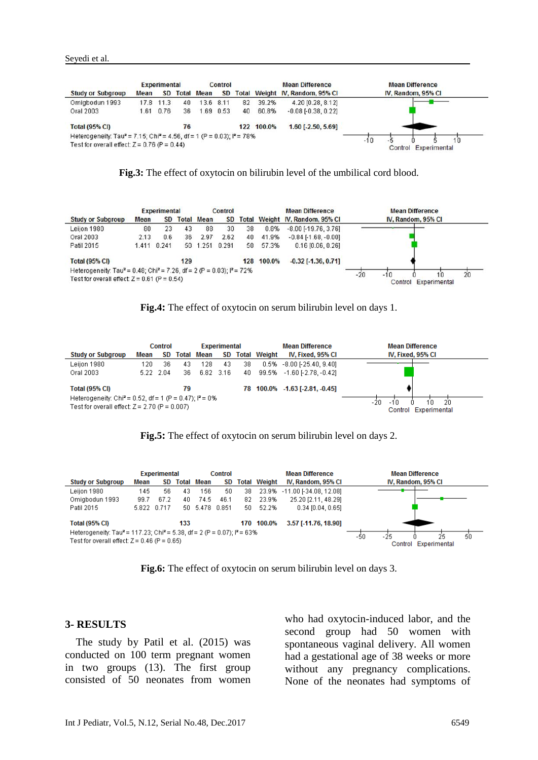| Study or Subgroup | Experimental Mean | Experimental SD | Experimental Total | Control Mean | Control SD | Control Total | Weight | Mean Difference IV, Random, 95% CI |
|---|---|---|---|---|---|---|---|---|
| Omigbodun 1993 | 17.8 | 11.3 | 40 | 13.6 | 8.11 | 82 | 39.2% | 4.20 [0.28, 8.12] |
| Oral 2003 | 1.61 | 0.76 | 36 | 1.69 | 0.53 | 40 | 60.8% | -0.08 [-0.38, 0.22] |
| **Total (95% CI)** | | | **76** | | | **122** | **100.0%** | **1.60 [-2.50, 5.69]** |

Heterogeneity: Tau² = 7.15; Chi² = 4.56, df = 1 (P = 0.03); I² = 78%
Test for overall effect: Z = 0.76 (P = 0.44)

**Fig.3:** The effect of oxytocin on bilirubin level of the umbilical cord blood.

| Study or Subgroup | Experimental Mean | Experimental SD | Experimental Total | Control Mean | Control SD | Control Total | Weight | Mean Difference IV, Random, 95% CI |
|---|---|---|---|---|---|---|---|---|
| Leijon 1980 | 80 | 23 | 43 | 88 | 30 | 38 | 0.8% | -8.00 [-19.76, 3.76] |
| Oral 2003 | 2.13 | 0.6 | 36 | 2.97 | 2.62 | 40 | 41.9% | -0.84 [-1.68, -0.00] |
| Patil 2015 | 1.411 | 0.241 | 50 | 1.251 | 0.291 | 50 | 57.3% | 0.16 [0.06, 0.26] |
| **Total (95% CI)** | | | **129** | | | **128** | **100.0%** | **-0.32 [-1.36, 0.71]** |

Heterogeneity: Tau² = 0.48; Chi² = 7.26, df = 2 (P = 0.03); I² = 72%
Test for overall effect: Z = 0.61 (P = 0.54)

**Fig.4:** The effect of oxytocin on serum bilirubin level on days 1.

| Study or Subgroup | Control Mean | Control SD | Control Total | Experimental Mean | Experimental SD | Experimental Total | Weight | Mean Difference IV, Fixed, 95% CI |
|---|---|---|---|---|---|---|---|---|
| Leijon 1980 | 120 | 36 | 43 | 128 | 43 | 38 | 0.5% | -8.00 [-25.40, 9.40] |
| Oral 2003 | 5.22 | 2.04 | 36 | 6.82 | 3.16 | 40 | 99.5% | -1.60 [-2.78, -0.42] |
| **Total (95% CI)** | | | **79** | | | **78** | **100.0%** | **-1.63 [-2.81, -0.45]** |

Heterogeneity: Chi² = 0.52, df = 1 (P = 0.47); I² = 0%
Test for overall effect: Z = 2.70 (P = 0.007)

**Fig.5:** The effect of oxytocin on serum bilirubin level on days 2.

| Study or Subgroup | Experimental Mean | Experimental SD | Experimental Total | Control Mean | Control SD | Control Total | Weight | Mean Difference IV, Random, 95% CI |
|---|---|---|---|---|---|---|---|---|
| Leijon 1980 | 145 | 56 | 43 | 156 | 50 | 38 | 23.9% | -11.00 [-34.08, 12.08] |
| Omigbodun 1993 | 99.7 | 67.2 | 40 | 74.5 | 46.1 | 82 | 23.9% | 25.20 [2.11, 48.29] |
| Patil 2015 | 5.822 | 0.717 | 50 | 5.478 | 0.851 | 50 | 52.2% | 0.34 [0.04, 0.65] |
| **Total (95% CI)** | | | **133** | | | **170** | **100.0%** | **3.57 [-11.76, 18.90]** |

Heterogeneity: Tau² = 117.23; Chi² = 5.38, df = 2 (P = 0.07); I² = 63%
Test for overall effect: Z = 0.46 (P = 0.65)

**Fig.6:** The effect of oxytocin on serum bilirubin level on days 3.

## 3- RESULTS

The study by Patil et al. (2015) was conducted on 100 term pregnant women in two groups (13). The first group consisted of 50 neonates from women who had oxytocin-induced labor, and the second group had 50 women with spontaneous vaginal delivery. All women had a gestational age of 38 weeks or more without any pregnancy complications. None of the neonates had symptoms of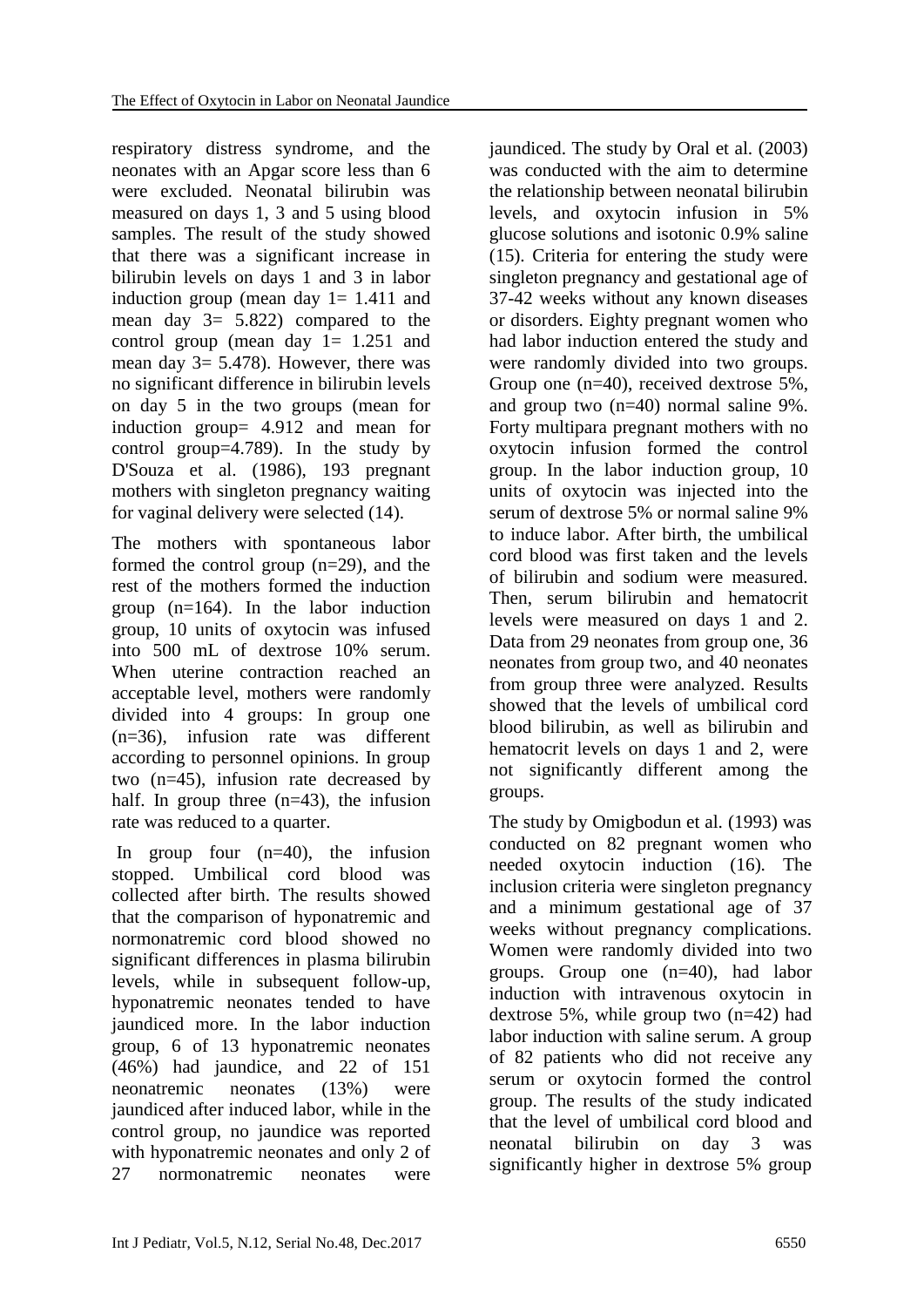respiratory distress syndrome, and the neonates with an Apgar score less than 6 were excluded. Neonatal bilirubin was measured on days 1, 3 and 5 using blood samples. The result of the study showed that there was a significant increase in bilirubin levels on days 1 and 3 in labor induction group (mean day 1= 1.411 and mean day 3= 5.822) compared to the control group (mean day 1= 1.251 and mean day 3= 5.478). However, there was no significant difference in bilirubin levels on day 5 in the two groups (mean for induction group= 4.912 and mean for control group=4.789). In the study by D'Souza et al. (1986), 193 pregnant mothers with singleton pregnancy waiting for vaginal delivery were selected (14).

The mothers with spontaneous labor formed the control group (n=29), and the rest of the mothers formed the induction group (n=164). In the labor induction group, 10 units of oxytocin was infused into 500 mL of dextrose 10% serum. When uterine contraction reached an acceptable level, mothers were randomly divided into 4 groups: In group one (n=36), infusion rate was different according to personnel opinions. In group two (n=45), infusion rate decreased by half. In group three (n=43), the infusion rate was reduced to a quarter.

In group four (n=40), the infusion stopped. Umbilical cord blood was collected after birth. The results showed that the comparison of hyponatremic and normonatremic cord blood showed no significant differences in plasma bilirubin levels, while in subsequent follow-up, hyponatremic neonates tended to have jaundiced more. In the labor induction group, 6 of 13 hyponatremic neonates (46%) had jaundice, and 22 of 151 neonatremic neonates (13%) were jaundiced after induced labor, while in the control group, no jaundice was reported with hyponatremic neonates and only 2 of 27 normonatremic neonates were jaundiced. The study by Oral et al. (2003) was conducted with the aim to determine the relationship between neonatal bilirubin levels, and oxytocin infusion in 5% glucose solutions and isotonic 0.9% saline (15). Criteria for entering the study were singleton pregnancy and gestational age of 37-42 weeks without any known diseases or disorders. Eighty pregnant women who had labor induction entered the study and were randomly divided into two groups. Group one (n=40), received dextrose 5%, and group two (n=40) normal saline 9%. Forty multipara pregnant mothers with no oxytocin infusion formed the control group. In the labor induction group, 10 units of oxytocin was injected into the serum of dextrose 5% or normal saline 9% to induce labor. After birth, the umbilical cord blood was first taken and the levels of bilirubin and sodium were measured. Then, serum bilirubin and hematocrit levels were measured on days 1 and 2. Data from 29 neonates from group one, 36 neonates from group two, and 40 neonates from group three were analyzed. Results showed that the levels of umbilical cord blood bilirubin, as well as bilirubin and hematocrit levels on days 1 and 2, were not significantly different among the groups.

The study by Omigbodun et al. (1993) was conducted on 82 pregnant women who needed oxytocin induction (16). The inclusion criteria were singleton pregnancy and a minimum gestational age of 37 weeks without pregnancy complications. Women were randomly divided into two groups. Group one (n=40), had labor induction with intravenous oxytocin in dextrose 5%, while group two (n=42) had labor induction with saline serum. A group of 82 patients who did not receive any serum or oxytocin formed the control group. The results of the study indicated that the level of umbilical cord blood and neonatal bilirubin on day 3 was significantly higher in dextrose 5% group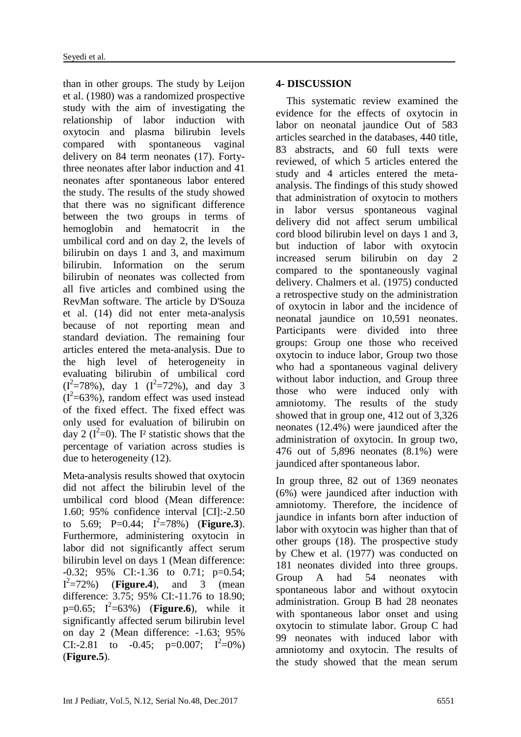than in other groups. The study by Leijon et al. (1980) was a randomized prospective study with the aim of investigating the relationship of labor induction with oxytocin and plasma bilirubin levels compared with spontaneous vaginal delivery on 84 term neonates (17). Forty-three neonates after labor induction and 41 neonates after spontaneous labor entered the study. The results of the study showed that there was no significant difference between the two groups in terms of hemoglobin and hematocrit in the umbilical cord and on day 2, the levels of bilirubin on days 1 and 3, and maximum bilirubin. Information on the serum bilirubin of neonates was collected from all five articles and combined using the RevMan software. The article by D'Souza et al. (14) did not enter meta-analysis because of not reporting mean and standard deviation. The remaining four articles entered the meta-analysis. Due to the high level of heterogeneity in evaluating bilirubin of umbilical cord ($I^2$=78%), day 1 ($I^2$=72%), and day 3 ($I^2$=63%), random effect was used instead of the fixed effect. The fixed effect was only used for evaluation of bilirubin on day 2 ($I^2$=0). The $I^2$ statistic shows that the percentage of variation across studies is due to heterogeneity (12).

Meta-analysis results showed that oxytocin did not affect the bilirubin level of the umbilical cord blood (Mean difference: 1.60; 95% confidence interval [CI]:-2.50 to 5.69; P=0.44; $I^2$=78%) (**Figure.3**). Furthermore, administering oxytocin in labor did not significantly affect serum bilirubin level on days 1 (Mean difference: -0.32; 95% CI:-1.36 to 0.71; p=0.54; $I^2$=72%) (**Figure.4**), and 3 (mean difference: 3.75; 95% CI:-11.76 to 18.90; p=0.65; $I^2$=63%) (**Figure.6**), while it significantly affected serum bilirubin level on day 2 (Mean difference: -1.63; 95% CI:-2.81 to -0.45; p=0.007; $I^2$=0%) (**Figure.5**).

## 4- DISCUSSION

This systematic review examined the evidence for the effects of oxytocin in labor on neonatal jaundice Out of 583 articles searched in the databases, 440 title, 83 abstracts, and 60 full texts were reviewed, of which 5 articles entered the study and 4 articles entered the meta-analysis. The findings of this study showed that administration of oxytocin to mothers in labor versus spontaneous vaginal delivery did not affect serum umbilical cord blood bilirubin level on days 1 and 3, but induction of labor with oxytocin increased serum bilirubin on day 2 compared to the spontaneously vaginal delivery. Chalmers et al. (1975) conducted a retrospective study on the administration of oxytocin in labor and the incidence of neonatal jaundice on 10,591 neonates. Participants were divided into three groups: Group one those who received oxytocin to induce labor, Group two those who had a spontaneous vaginal delivery without labor induction, and Group three those who were induced only with amniotomy. The results of the study showed that in group one, 412 out of 3,326 neonates (12.4%) were jaundiced after the administration of oxytocin. In group two, 476 out of 5,896 neonates (8.1%) were jaundiced after spontaneous labor.

In group three, 82 out of 1369 neonates (6%) were jaundiced after induction with amniotomy. Therefore, the incidence of jaundice in infants born after induction of labor with oxytocin was higher than that of other groups (18). The prospective study by Chew et al. (1977) was conducted on 181 neonates divided into three groups. Group A had 54 neonates with spontaneous labor and without oxytocin administration. Group B had 28 neonates with spontaneous labor onset and using oxytocin to stimulate labor. Group C had 99 neonates with induced labor with amniotomy and oxytocin. The results of the study showed that the mean serum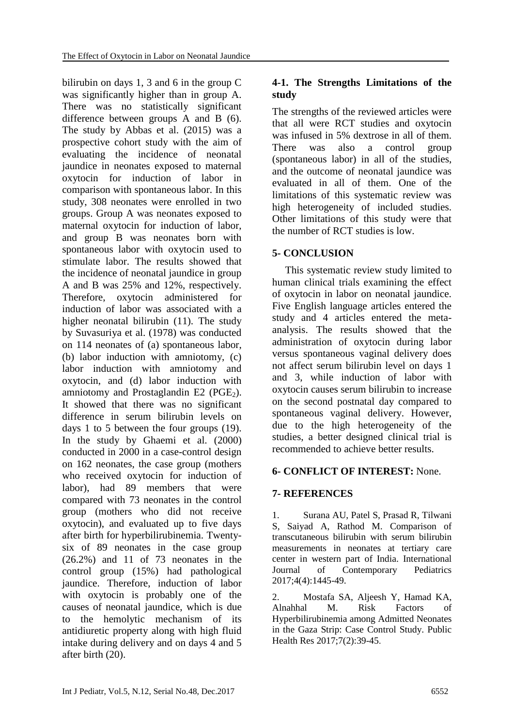bilirubin on days 1, 3 and 6 in the group C was significantly higher than in group A. There was no statistically significant difference between groups A and B (6). The study by Abbas et al. (2015) was a prospective cohort study with the aim of evaluating the incidence of neonatal jaundice in neonates exposed to maternal oxytocin for induction of labor in comparison with spontaneous labor. In this study, 308 neonates were enrolled in two groups. Group A was neonates exposed to maternal oxytocin for induction of labor, and group B was neonates born with spontaneous labor with oxytocin used to stimulate labor. The results showed that the incidence of neonatal jaundice in group A and B was 25% and 12%, respectively. Therefore, oxytocin administered for induction of labor was associated with a higher neonatal bilirubin (11). The study by Suvasuriya et al. (1978) was conducted on 114 neonates of (a) spontaneous labor, (b) labor induction with amniotomy, (c) labor induction with amniotomy and oxytocin, and (d) labor induction with amniotomy and Prostaglandin E2 ($PGE_2$). It showed that there was no significant difference in serum bilirubin levels on days 1 to 5 between the four groups (19). In the study by Ghaemi et al. (2000) conducted in 2000 in a case-control design on 162 neonates, the case group (mothers who received oxytocin for induction of labor), had 89 members that were compared with 73 neonates in the control group (mothers who did not receive oxytocin), and evaluated up to five days after birth for hyperbilirubinemia. Twenty-six of 89 neonates in the case group (26.2%) and 11 of 73 neonates in the control group (15%) had pathological jaundice. Therefore, induction of labor with oxytocin is probably one of the causes of neonatal jaundice, which is due to the hemolytic mechanism of its antidiuretic property along with high fluid intake during delivery and on days 4 and 5 after birth (20).

### 4-1. The Strengths Limitations of the study

The strengths of the reviewed articles were that all were RCT studies and oxytocin was infused in 5% dextrose in all of them. There was also a control group (spontaneous labor) in all of the studies, and the outcome of neonatal jaundice was evaluated in all of them. One of the limitations of this systematic review was high heterogeneity of included studies. Other limitations of this study were that the number of RCT studies is low.

## 5- CONCLUSION

This systematic review study limited to human clinical trials examining the effect of oxytocin in labor on neonatal jaundice. Five English language articles entered the study and 4 articles entered the meta-analysis. The results showed that the administration of oxytocin during labor versus spontaneous vaginal delivery does not affect serum bilirubin level on days 1 and 3, while induction of labor with oxytocin causes serum bilirubin to increase on the second postnatal day compared to spontaneous vaginal delivery. However, due to the high heterogeneity of the studies, a better designed clinical trial is recommended to achieve better results.

## 6- CONFLICT OF INTEREST: None.

## 7- REFERENCES

1. Surana AU, Patel S, Prasad R, Tilwani S, Saiyad A, Rathod M. Comparison of transcutaneous bilirubin with serum bilirubin measurements in neonates at tertiary care center in western part of India. International Journal of Contemporary Pediatrics 2017;4(4):1445-49.

2. Mostafa SA, Aljeesh Y, Hamad KA, Alnahhal M. Risk Factors of Hyperbilirubinemia among Admitted Neonates in the Gaza Strip: Case Control Study. Public Health Res 2017;7(2):39-45.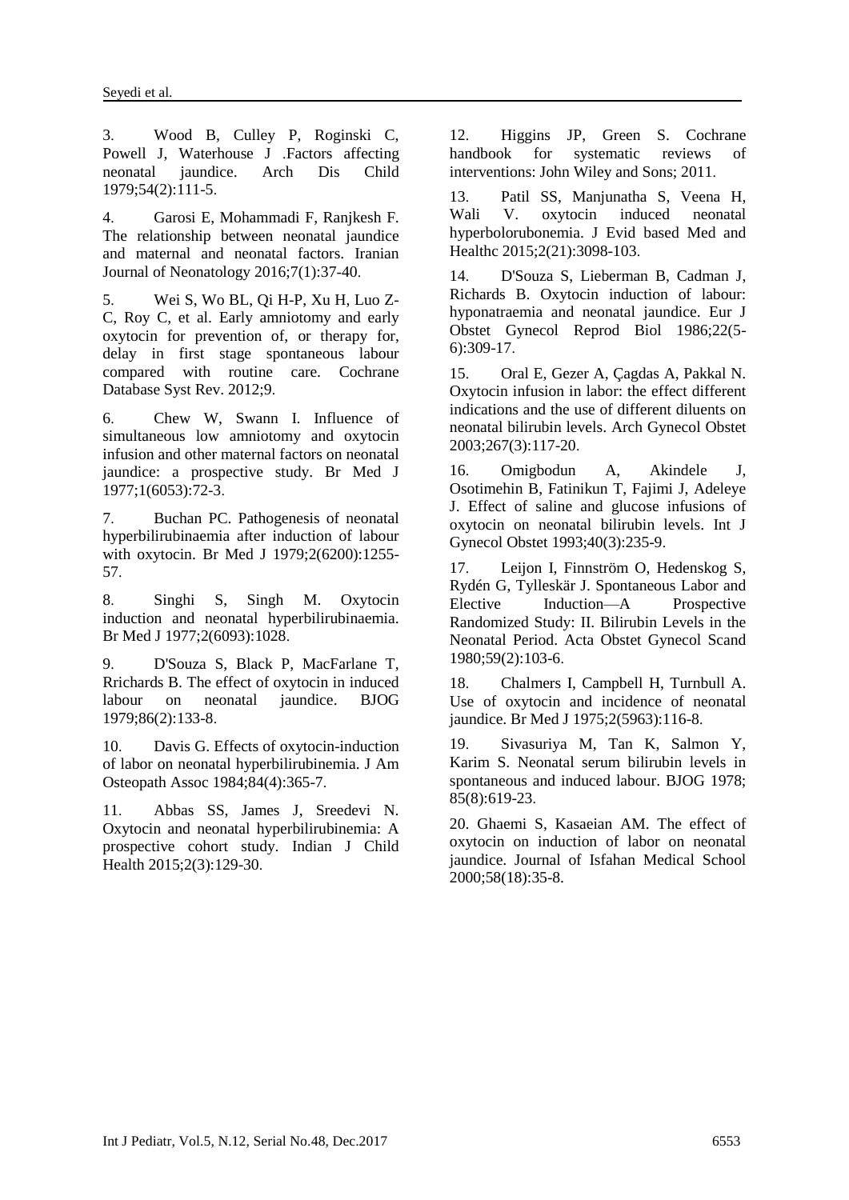3. Wood B, Culley P, Roginski C, Powell J, Waterhouse J .Factors affecting neonatal jaundice. Arch Dis Child 1979;54(2):111-5.

4. Garosi E, Mohammadi F, Ranjkesh F. The relationship between neonatal jaundice and maternal and neonatal factors. Iranian Journal of Neonatology 2016;7(1):37-40.

5. Wei S, Wo BL, Qi H-P, Xu H, Luo Z-C, Roy C, et al. Early amniotomy and early oxytocin for prevention of, or therapy for, delay in first stage spontaneous labour compared with routine care. Cochrane Database Syst Rev. 2012;9.

6. Chew W, Swann I. Influence of simultaneous low amniotomy and oxytocin infusion and other maternal factors on neonatal jaundice: a prospective study. Br Med J 1977;1(6053):72-3.

7. Buchan PC. Pathogenesis of neonatal hyperbilirubinaemia after induction of labour with oxytocin. Br Med J 1979;2(6200):1255-57.

8. Singhi S, Singh M. Oxytocin induction and neonatal hyperbilirubinaemia. Br Med J 1977;2(6093):1028.

9. D'Souza S, Black P, MacFarlane T, Rrichards B. The effect of oxytocin in induced labour on neonatal jaundice. BJOG 1979;86(2):133-8.

10. Davis G. Effects of oxytocin-induction of labor on neonatal hyperbilirubinemia. J Am Osteopath Assoc 1984;84(4):365-7.

11. Abbas SS, James J, Sreedevi N. Oxytocin and neonatal hyperbilirubinemia: A prospective cohort study. Indian J Child Health 2015;2(3):129-30.

12. Higgins JP, Green S. Cochrane handbook for systematic reviews of interventions: John Wiley and Sons; 2011.

13. Patil SS, Manjunatha S, Veena H, Wali V. oxytocin induced neonatal hyperbolorubonemia. J Evid based Med and Healthc 2015;2(21):3098-103.

14. D'Souza S, Lieberman B, Cadman J, Richards B. Oxytocin induction of labour: hyponatraemia and neonatal jaundice. Eur J Obstet Gynecol Reprod Biol 1986;22(5-6):309-17.

15. Oral E, Gezer A, Çagdas A, Pakkal N. Oxytocin infusion in labor: the effect different indications and the use of different diluents on neonatal bilirubin levels. Arch Gynecol Obstet 2003;267(3):117-20.

16. Omigbodun A, Akindele J, Osotimehin B, Fatinikun T, Fajimi J, Adeleye J. Effect of saline and glucose infusions of oxytocin on neonatal bilirubin levels. Int J Gynecol Obstet 1993;40(3):235-9.

17. Leijon I, Finnström O, Hedenskog S, Rydén G, Tylleskär J. Spontaneous Labor and Elective Induction—A Prospective Randomized Study: II. Bilirubin Levels in the Neonatal Period. Acta Obstet Gynecol Scand 1980;59(2):103-6.

18. Chalmers I, Campbell H, Turnbull A. Use of oxytocin and incidence of neonatal jaundice. Br Med J 1975;2(5963):116-8.

19. Sivasuriya M, Tan K, Salmon Y, Karim S. Neonatal serum bilirubin levels in spontaneous and induced labour. BJOG 1978; 85(8):619-23.

20. Ghaemi S, Kasaeian AM. The effect of oxytocin on induction of labor on neonatal jaundice. Journal of Isfahan Medical School 2000;58(18):35-8.